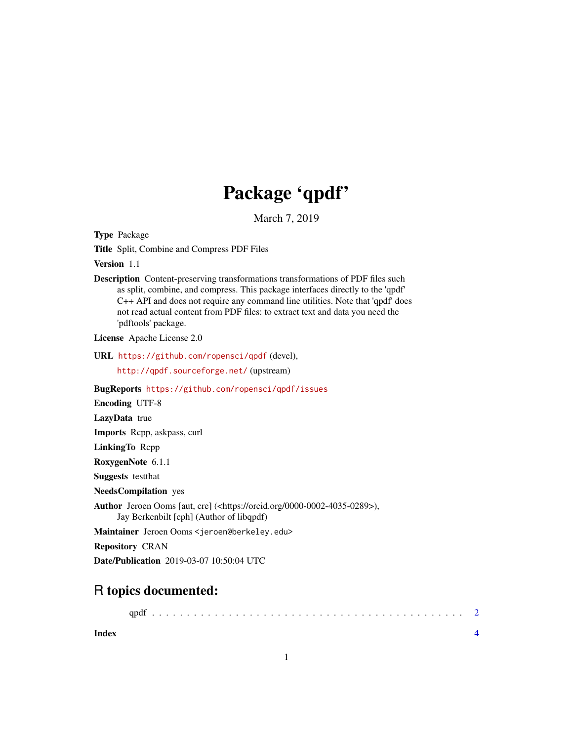# Package 'qpdf'

March 7, 2019

**Type** Package

**Title** Split, Combine and Compress PDF Files

**Version** 1.1

**Description** Content-preserving transformations transformations of PDF files such as split, combine, and compress. This package interfaces directly to the 'qpdf' C++ API and does not require any command line utilities. Note that 'qpdf' does not read actual content from PDF files: to extract text and data you need the 'pdftools' package.

**License** Apache License 2.0

**URL** https://github.com/ropensci/qpdf (devel), http://qpdf.sourceforge.net/ (upstream)

**BugReports** https://github.com/ropensci/qpdf/issues

**Encoding** UTF-8

**LazyData** true

**Imports** Rcpp, askpass, curl

**LinkingTo** Rcpp

**RoxygenNote** 6.1.1

**Suggests** testthat

**NeedsCompilation** yes

**Author** Jeroen Ooms [aut, cre] (<https://orcid.org/0000-0002-4035-0289>), Jay Berkenbilt [cph] (Author of libqpdf)

**Maintainer** Jeroen Ooms <jeroen@berkeley.edu>

**Repository** CRAN

**Date/Publication** 2019-03-07 10:50:04 UTC

## R topics documented:

qpdf . . . . . . . . . . . . . . . . . . . . . . . . . . . . . . . . . . . . . . . . . . . . 2

**Index** **4**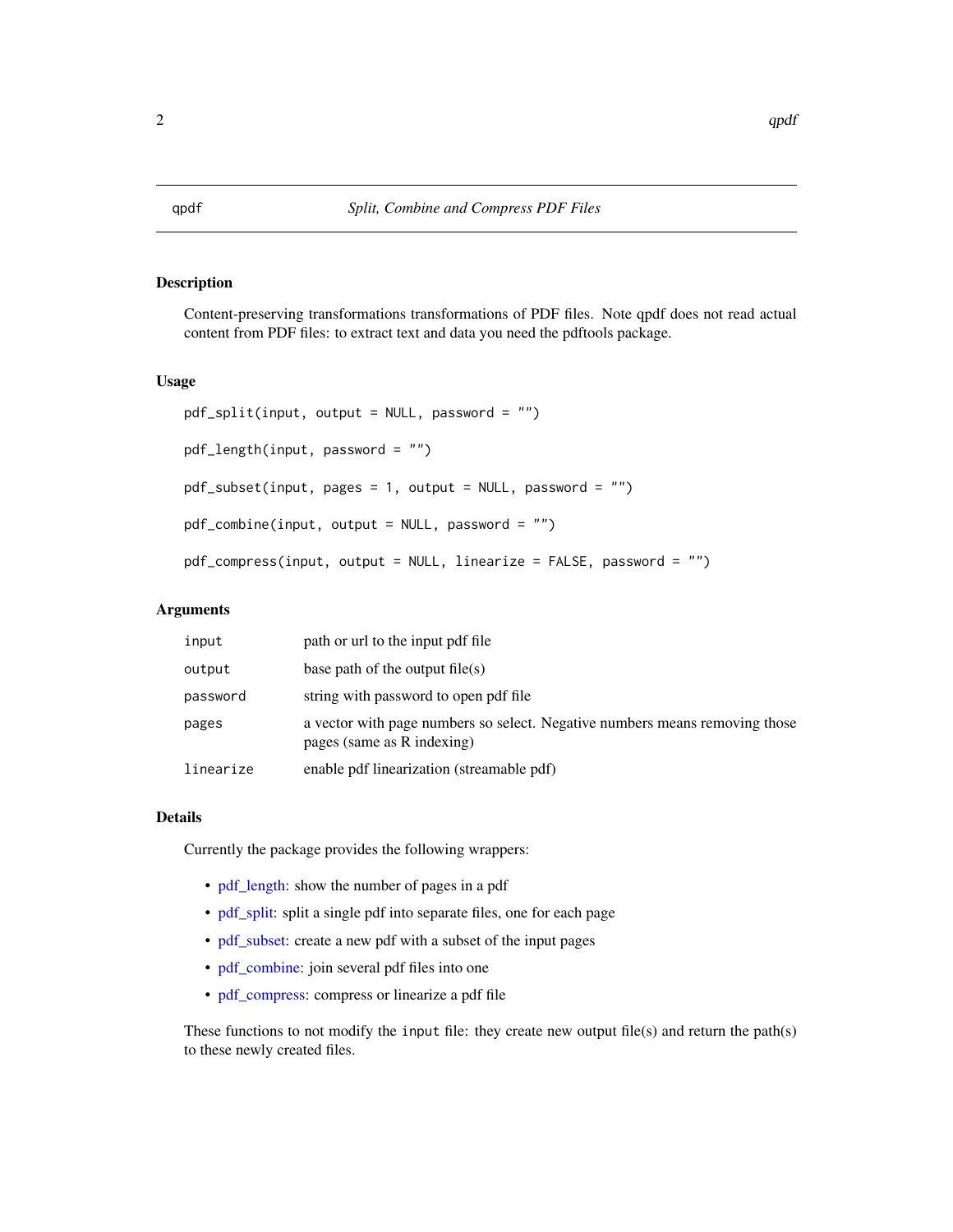## qpdf — *Split, Combine and Compress PDF Files*

### Description

Content-preserving transformations transformations of PDF files. Note qpdf does not read actual content from PDF files: to extract text and data you need the pdftools package.

### Usage

```
pdf_split(input, output = NULL, password = "")

pdf_length(input, password = "")

pdf_subset(input, pages = 1, output = NULL, password = "")

pdf_combine(input, output = NULL, password = "")

pdf_compress(input, output = NULL, linearize = FALSE, password = "")
```

### Arguments

| | |
|---|---|
| `input` | path or url to the input pdf file |
| `output` | base path of the output file(s) |
| `password` | string with password to open pdf file |
| `pages` | a vector with page numbers so select. Negative numbers means removing those pages (same as R indexing) |
| `linearize` | enable pdf linearization (streamable pdf) |

### Details

Currently the package provides the following wrappers:

- pdf_length: show the number of pages in a pdf
- pdf_split: split a single pdf into separate files, one for each page
- pdf_subset: create a new pdf with a subset of the input pages
- pdf_combine: join several pdf files into one
- pdf_compress: compress or linearize a pdf file

These functions to not modify the `input` file: they create new output file(s) and return the path(s) to these newly created files.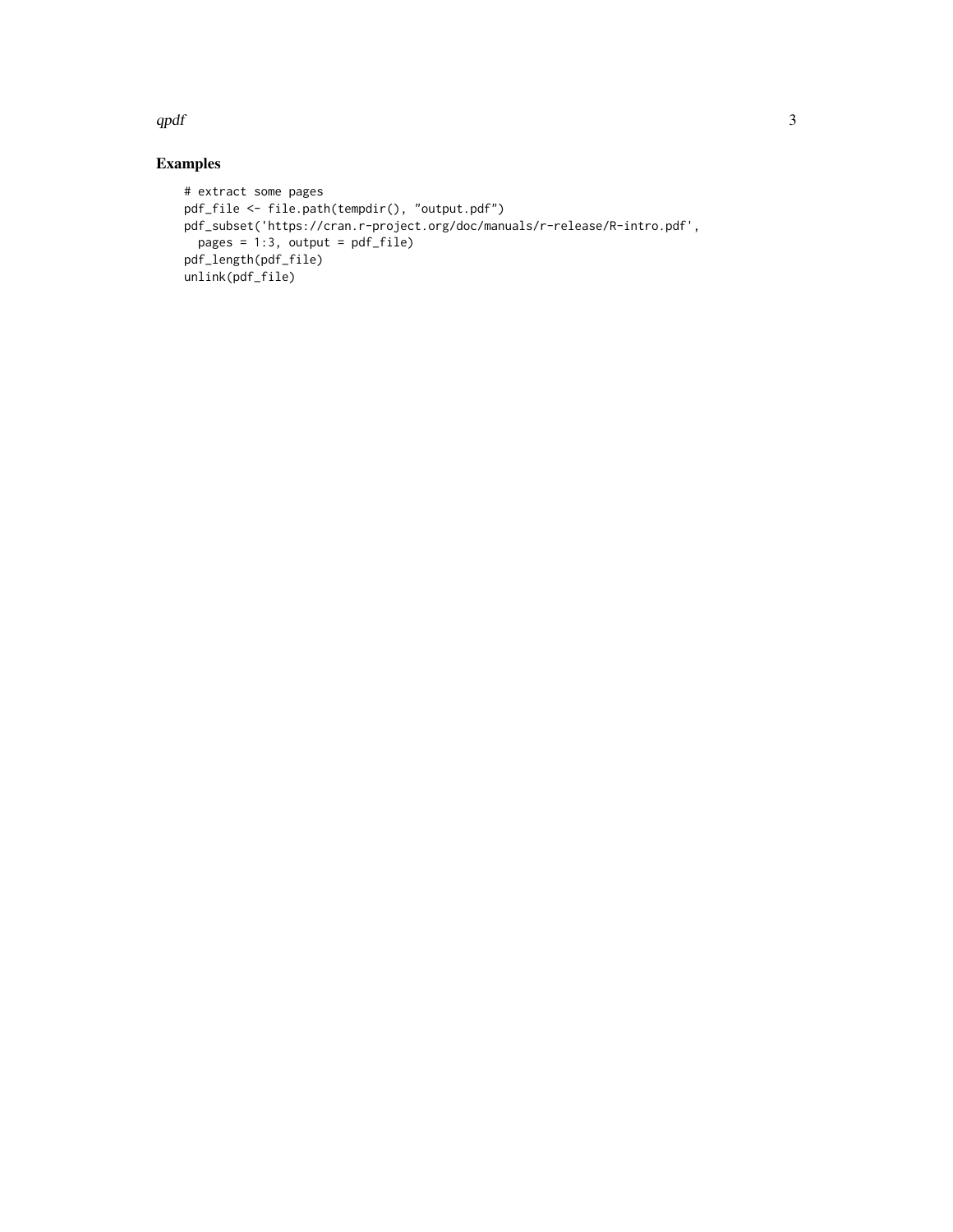## Examples

```
# extract some pages
pdf_file <- file.path(tempdir(), "output.pdf")
pdf_subset('https://cran.r-project.org/doc/manuals/r-release/R-intro.pdf',
  pages = 1:3, output = pdf_file)
pdf_length(pdf_file)
unlink(pdf_file)
```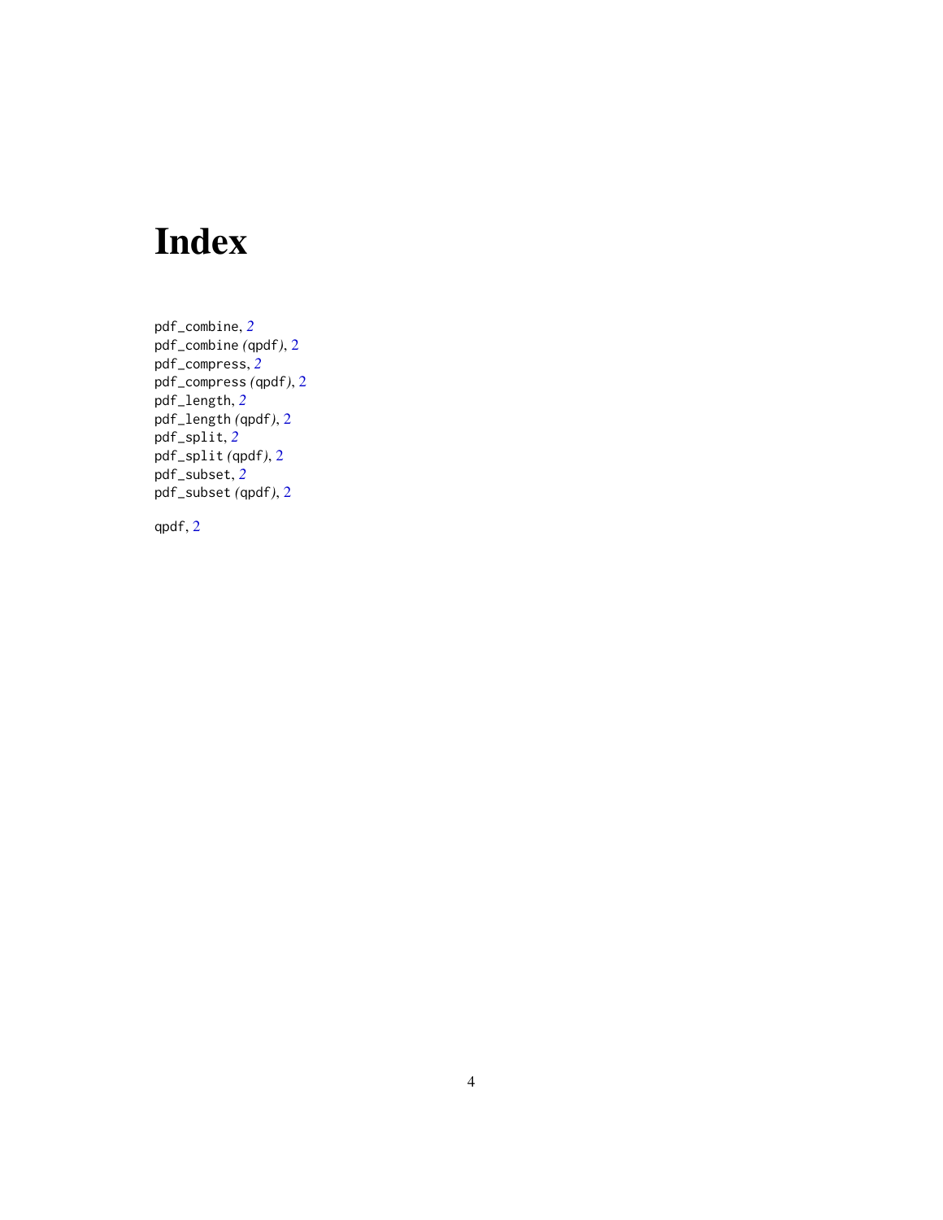# Index

pdf_combine, *2*
pdf_combine *(*qpdf*)*, 2
pdf_compress, *2*
pdf_compress *(*qpdf*)*, 2
pdf_length, *2*
pdf_length *(*qpdf*)*, 2
pdf_split, *2*
pdf_split *(*qpdf*)*, 2
pdf_subset, *2*
pdf_subset *(*qpdf*)*, 2

qpdf, 2